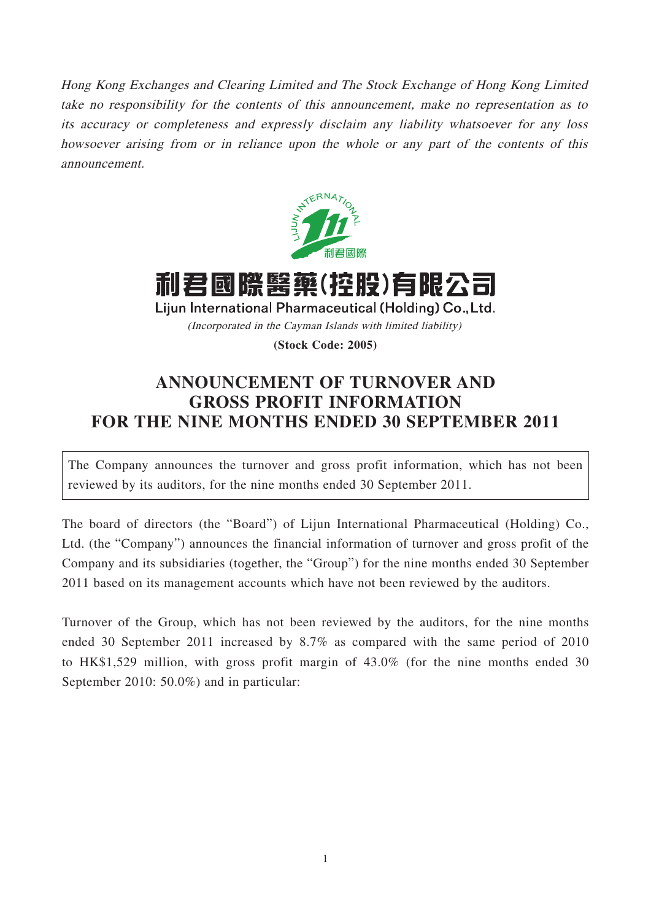*Hong Kong Exchanges and Clearing Limited and The Stock Exchange of Hong Kong Limited take no responsibility for the contents of this announcement, make no representation as to its accuracy or completeness and expressly disclaim any liability whatsoever for any loss howsoever arising from or in reliance upon the whole or any part of the contents of this announcement.*

# 利君國際醫藥(控股)有限公司

## Lijun International Pharmaceutical (Holding) Co., Ltd.

*(Incorporated in the Cayman Islands with limited liability)*

**(Stock Code: 2005)**

# ANNOUNCEMENT OF TURNOVER AND GROSS PROFIT INFORMATION FOR THE NINE MONTHS ENDED 30 SEPTEMBER 2011

The Company announces the turnover and gross profit information, which has not been reviewed by its auditors, for the nine months ended 30 September 2011.

The board of directors (the "Board") of Lijun International Pharmaceutical (Holding) Co., Ltd. (the "Company") announces the financial information of turnover and gross profit of the Company and its subsidiaries (together, the "Group") for the nine months ended 30 September 2011 based on its management accounts which have not been reviewed by the auditors.

Turnover of the Group, which has not been reviewed by the auditors, for the nine months ended 30 September 2011 increased by 8.7% as compared with the same period of 2010 to HK$1,529 million, with gross profit margin of 43.0% (for the nine months ended 30 September 2010: 50.0%) and in particular: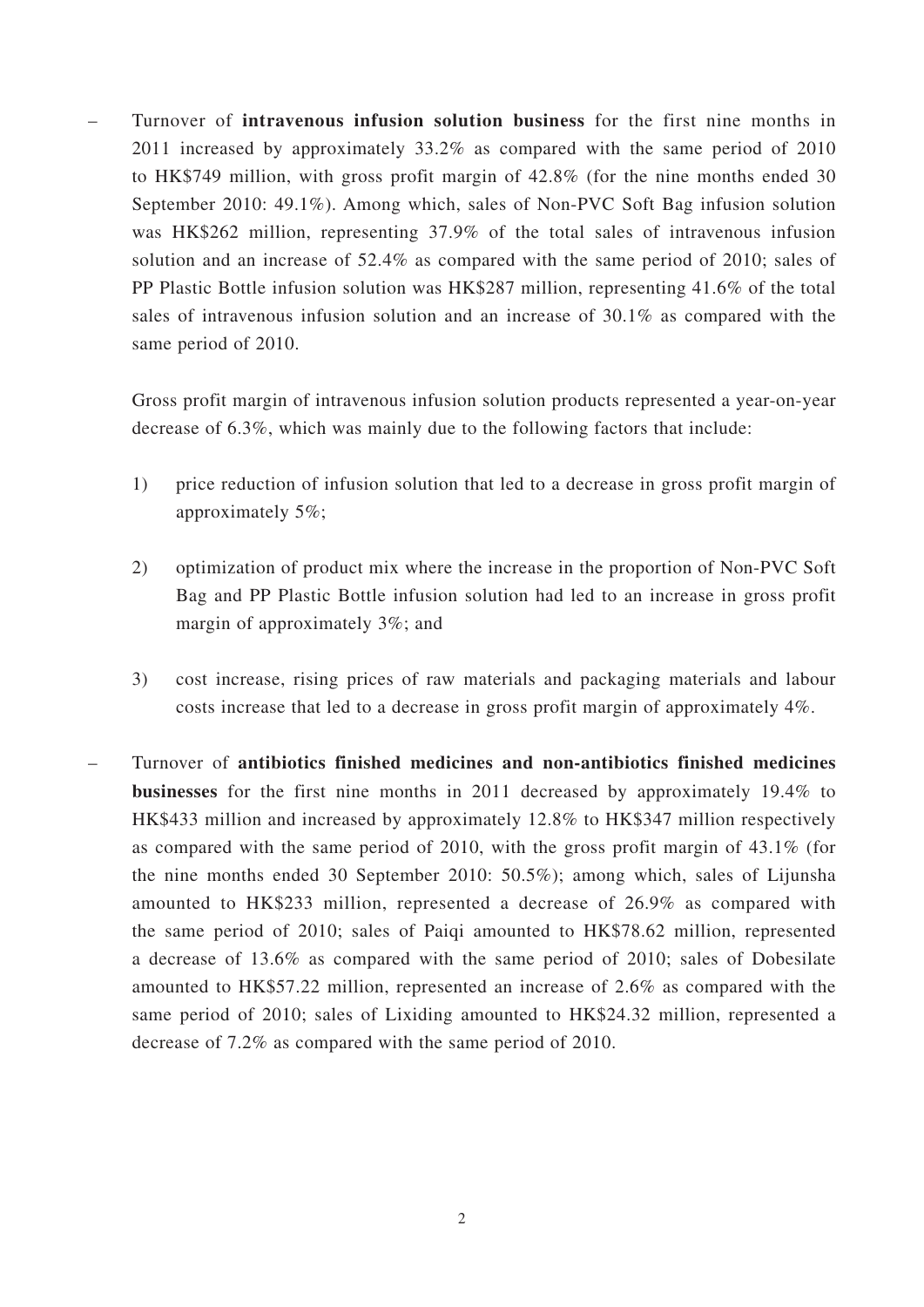- Turnover of **intravenous infusion solution business** for the first nine months in 2011 increased by approximately 33.2% as compared with the same period of 2010 to HK$749 million, with gross profit margin of 42.8% (for the nine months ended 30 September 2010: 49.1%). Among which, sales of Non-PVC Soft Bag infusion solution was HK$262 million, representing 37.9% of the total sales of intravenous infusion solution and an increase of 52.4% as compared with the same period of 2010; sales of PP Plastic Bottle infusion solution was HK$287 million, representing 41.6% of the total sales of intravenous infusion solution and an increase of 30.1% as compared with the same period of 2010.

  Gross profit margin of intravenous infusion solution products represented a year-on-year decrease of 6.3%, which was mainly due to the following factors that include:

  1) price reduction of infusion solution that led to a decrease in gross profit margin of approximately 5%;

  2) optimization of product mix where the increase in the proportion of Non-PVC Soft Bag and PP Plastic Bottle infusion solution had led to an increase in gross profit margin of approximately 3%; and

  3) cost increase, rising prices of raw materials and packaging materials and labour costs increase that led to a decrease in gross profit margin of approximately 4%.

- Turnover of **antibiotics finished medicines and non-antibiotics finished medicines businesses** for the first nine months in 2011 decreased by approximately 19.4% to HK$433 million and increased by approximately 12.8% to HK$347 million respectively as compared with the same period of 2010, with the gross profit margin of 43.1% (for the nine months ended 30 September 2010: 50.5%); among which, sales of Lijunsha amounted to HK$233 million, represented a decrease of 26.9% as compared with the same period of 2010; sales of Paiqi amounted to HK$78.62 million, represented a decrease of 13.6% as compared with the same period of 2010; sales of Dobesilate amounted to HK$57.22 million, represented an increase of 2.6% as compared with the same period of 2010; sales of Lixiding amounted to HK$24.32 million, represented a decrease of 7.2% as compared with the same period of 2010.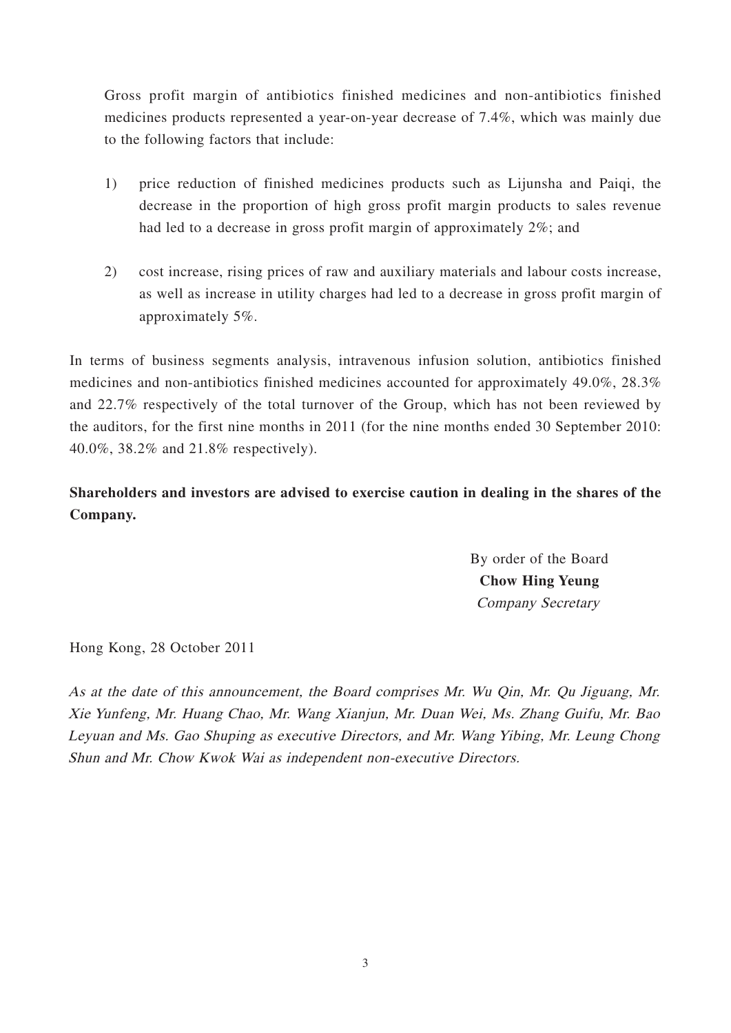Gross profit margin of antibiotics finished medicines and non-antibiotics finished medicines products represented a year-on-year decrease of 7.4%, which was mainly due to the following factors that include:

1) price reduction of finished medicines products such as Lijunsha and Paiqi, the decrease in the proportion of high gross profit margin products to sales revenue had led to a decrease in gross profit margin of approximately 2%; and

2) cost increase, rising prices of raw and auxiliary materials and labour costs increase, as well as increase in utility charges had led to a decrease in gross profit margin of approximately 5%.

In terms of business segments analysis, intravenous infusion solution, antibiotics finished medicines and non-antibiotics finished medicines accounted for approximately 49.0%, 28.3% and 22.7% respectively of the total turnover of the Group, which has not been reviewed by the auditors, for the first nine months in 2011 (for the nine months ended 30 September 2010: 40.0%, 38.2% and 21.8% respectively).

**Shareholders and investors are advised to exercise caution in dealing in the shares of the Company.**

By order of the Board
**Chow Hing Yeung**
*Company Secretary*

Hong Kong, 28 October 2011

*As at the date of this announcement, the Board comprises Mr. Wu Qin, Mr. Qu Jiguang, Mr. Xie Yunfeng, Mr. Huang Chao, Mr. Wang Xianjun, Mr. Duan Wei, Ms. Zhang Guifu, Mr. Bao Leyuan and Ms. Gao Shuping as executive Directors, and Mr. Wang Yibing, Mr. Leung Chong Shun and Mr. Chow Kwok Wai as independent non-executive Directors.*